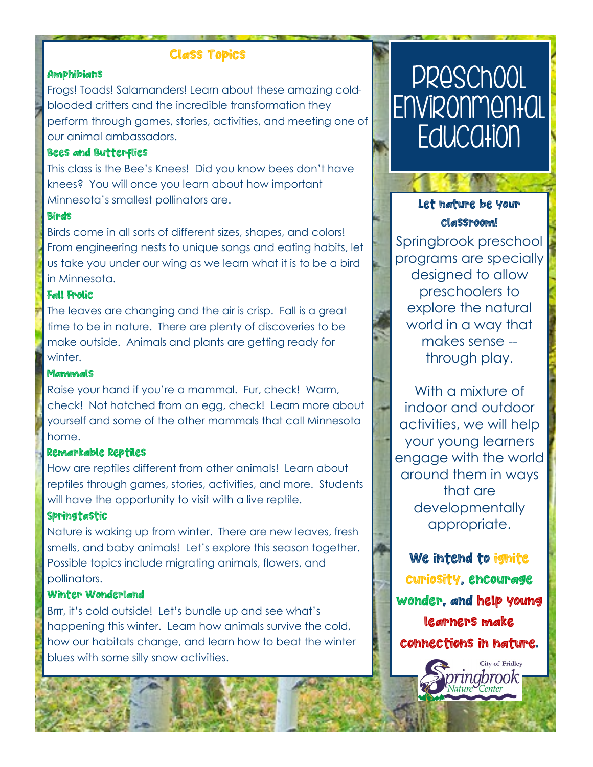# Preschool Environmental Education

## Class Topics

### Amphibians

Frogs! Toads! Salamanders! Learn about these amazing cold-blooded critters and the incredible transformation they perform through games, stories, activities, and meeting one of our animal ambassadors.

### Bees and Butterflies

This class is the Bee's Knees! Did you know bees don't have knees? You will once you learn about how important Minnesota's smallest pollinators are.

### Birds

Birds come in all sorts of different sizes, shapes, and colors! From engineering nests to unique songs and eating habits, let us take you under our wing as we learn what it is to be a bird in Minnesota.

### Fall Frolic

The leaves are changing and the air is crisp. Fall is a great time to be in nature. There are plenty of discoveries to be make outside. Animals and plants are getting ready for winter.

### Mammals

Raise your hand if you're a mammal. Fur, check! Warm, check! Not hatched from an egg, check! Learn more about yourself and some of the other mammals that call Minnesota home.

### Remarkable Reptiles

How are reptiles different from other animals! Learn about reptiles through games, stories, activities, and more. Students will have the opportunity to visit with a live reptile.

### Springtastic

Nature is waking up from winter. There are new leaves, fresh smells, and baby animals! Let's explore this season together. Possible topics include migrating animals, flowers, and pollinators.

### Winter Wonderland

Brrr, it's cold outside! Let's bundle up and see what's happening this winter. Learn how animals survive the cold, how our habitats change, and learn how to beat the winter blues with some silly snow activities.

## Let nature be your classroom!

Springbrook preschool programs are specially designed to allow preschoolers to explore the natural world in a way that makes sense -- through play.

With a mixture of indoor and outdoor activities, we will help your young learners engage with the world around them in ways that are developmentally appropriate.

**We intend to ignite curiosity, encourage wonder, and help young learners make connections in nature.**

City of Fridley
Springbrook Nature Center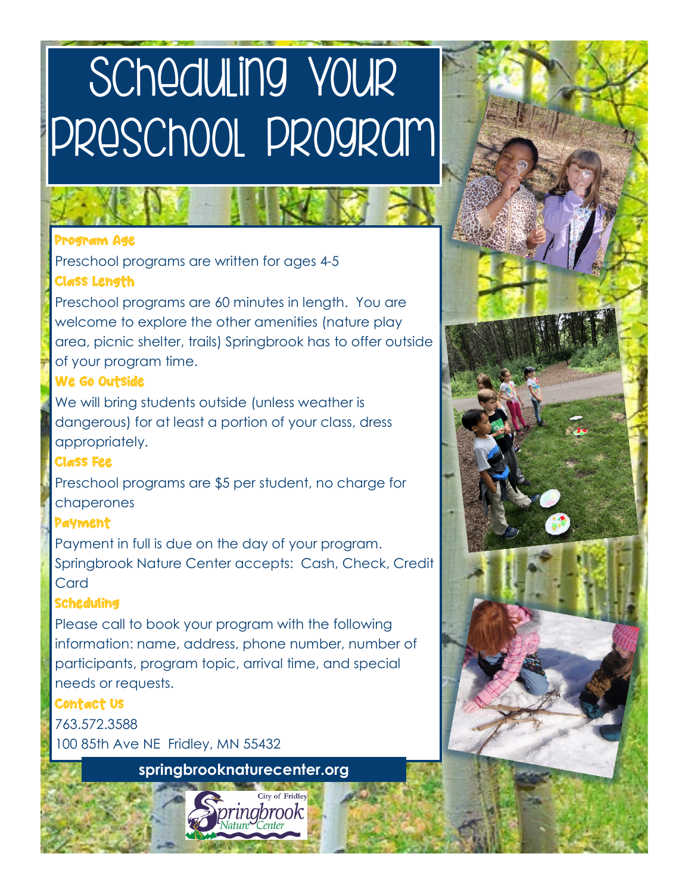# Scheduling Your Preschool Program

### Program Age

Preschool programs are written for ages 4-5

### Class Length

Preschool programs are 60 minutes in length. You are welcome to explore the other amenities (nature play area, picnic shelter, trails) Springbrook has to offer outside of your program time.

### We Go Outside

We will bring students outside (unless weather is dangerous) for at least a portion of your class, dress appropriately.

### Class Fee

Preschool programs are $5 per student, no charge for chaperones

### Payment

Payment in full is due on the day of your program. Springbrook Nature Center accepts: Cash, Check, Credit Card

### Scheduling

Please call to book your program with the following information: name, address, phone number, number of participants, program topic, arrival time, and special needs or requests.

### Contact Us

763.572.3588

100 85th Ave NE Fridley, MN 55432

**springbrooknaturecenter.org**

City of Fridley Springbrook Nature Center